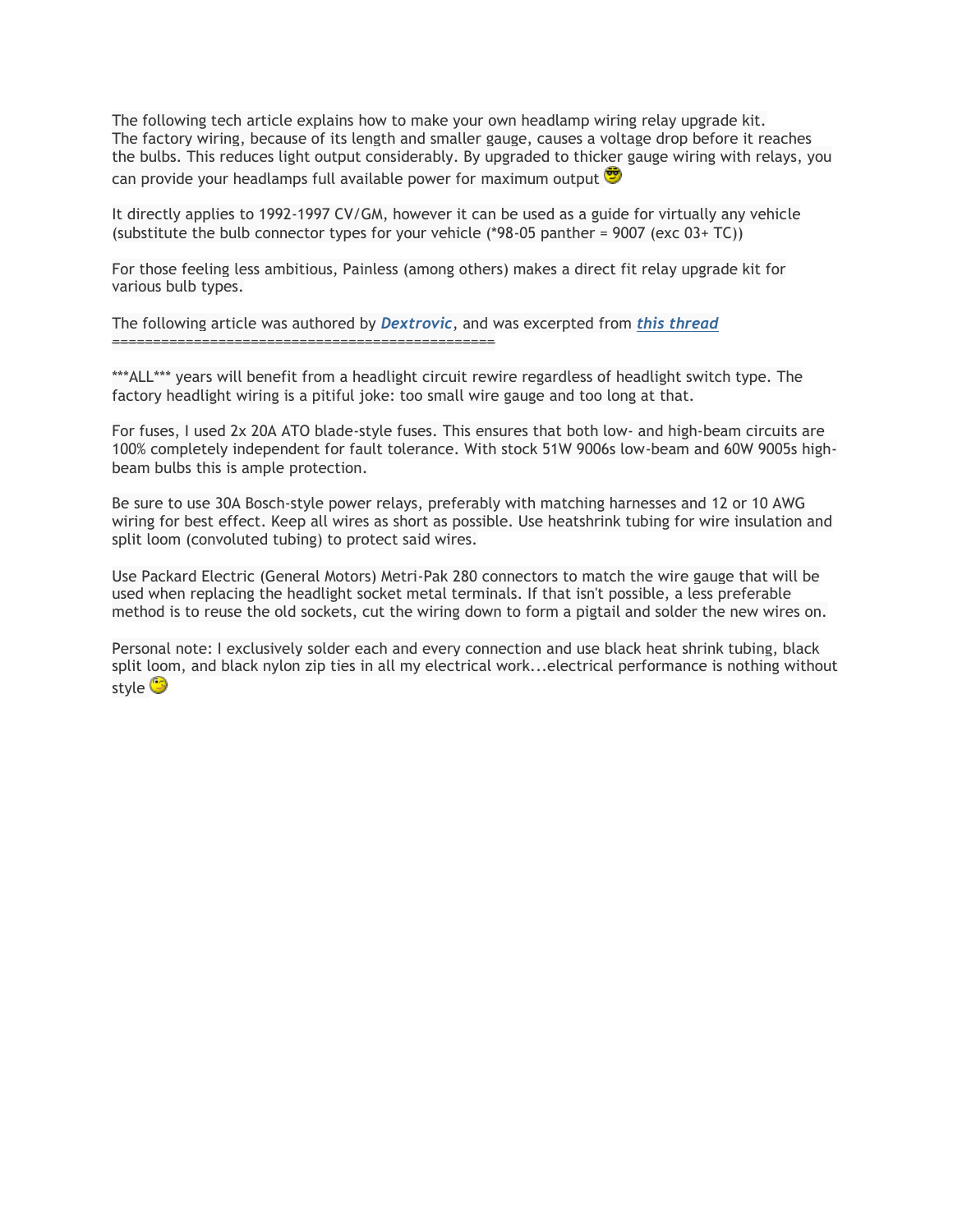The following tech article explains how to make your own headlamp wiring relay upgrade kit.
The factory wiring, because of its length and smaller gauge, causes a voltage drop before it reaches the bulbs. This reduces light output considerably. By upgraded to thicker gauge wiring with relays, you can provide your headlamps full available power for maximum output

It directly applies to 1992-1997 CV/GM, however it can be used as a guide for virtually any vehicle (substitute the bulb connector types for your vehicle (*98-05 panther = 9007 (exc 03+ TC))

For those feeling less ambitious, Painless (among others) makes a direct fit relay upgrade kit for various bulb types.

The following article was authored by ***Dextrovic***, and was excerpted from ***this thread***
==============================================

***ALL*** years will benefit from a headlight circuit rewire regardless of headlight switch type. The factory headlight wiring is a pitiful joke: too small wire gauge and too long at that.

For fuses, I used 2x 20A ATO blade-style fuses. This ensures that both low- and high-beam circuits are 100% completely independent for fault tolerance. With stock 51W 9006s low-beam and 60W 9005s high-beam bulbs this is ample protection.

Be sure to use 30A Bosch-style power relays, preferably with matching harnesses and 12 or 10 AWG wiring for best effect. Keep all wires as short as possible. Use heatshrink tubing for wire insulation and split loom (convoluted tubing) to protect said wires.

Use Packard Electric (General Motors) Metri-Pak 280 connectors to match the wire gauge that will be used when replacing the headlight socket metal terminals. If that isn't possible, a less preferable method is to reuse the old sockets, cut the wiring down to form a pigtail and solder the new wires on.

Personal note: I exclusively solder each and every connection and use black heat shrink tubing, black split loom, and black nylon zip ties in all my electrical work...electrical performance is nothing without style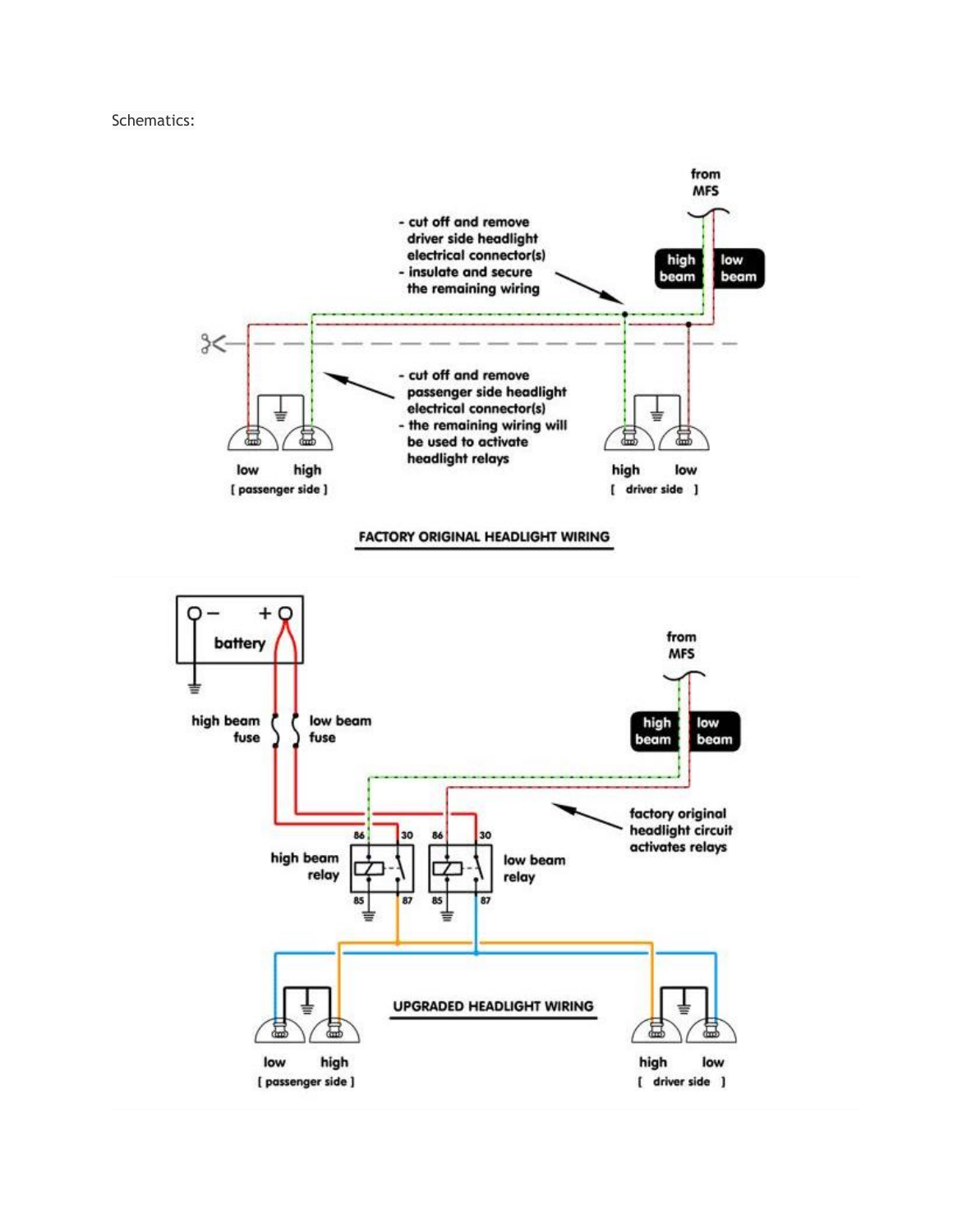Schematics:

- cut off and remove driver side headlight electrical connector(s)
- insulate and secure the remaining wiring

from MFS

high beam | low beam

- cut off and remove passenger side headlight electrical connector(s)
- the remaining wiring will be used to activate headlight relays

low high [ passenger side ]

high low [ driver side ]

FACTORY ORIGINAL HEADLIGHT WIRING

battery

high beam fuse

low beam fuse

from MFS

high beam | low beam

factory original headlight circuit activates relays

86 30 86 30

high beam relay

low beam relay

85 87 85 87

UPGRADED HEADLIGHT WIRING

low high [ passenger side ]

high low [ driver side ]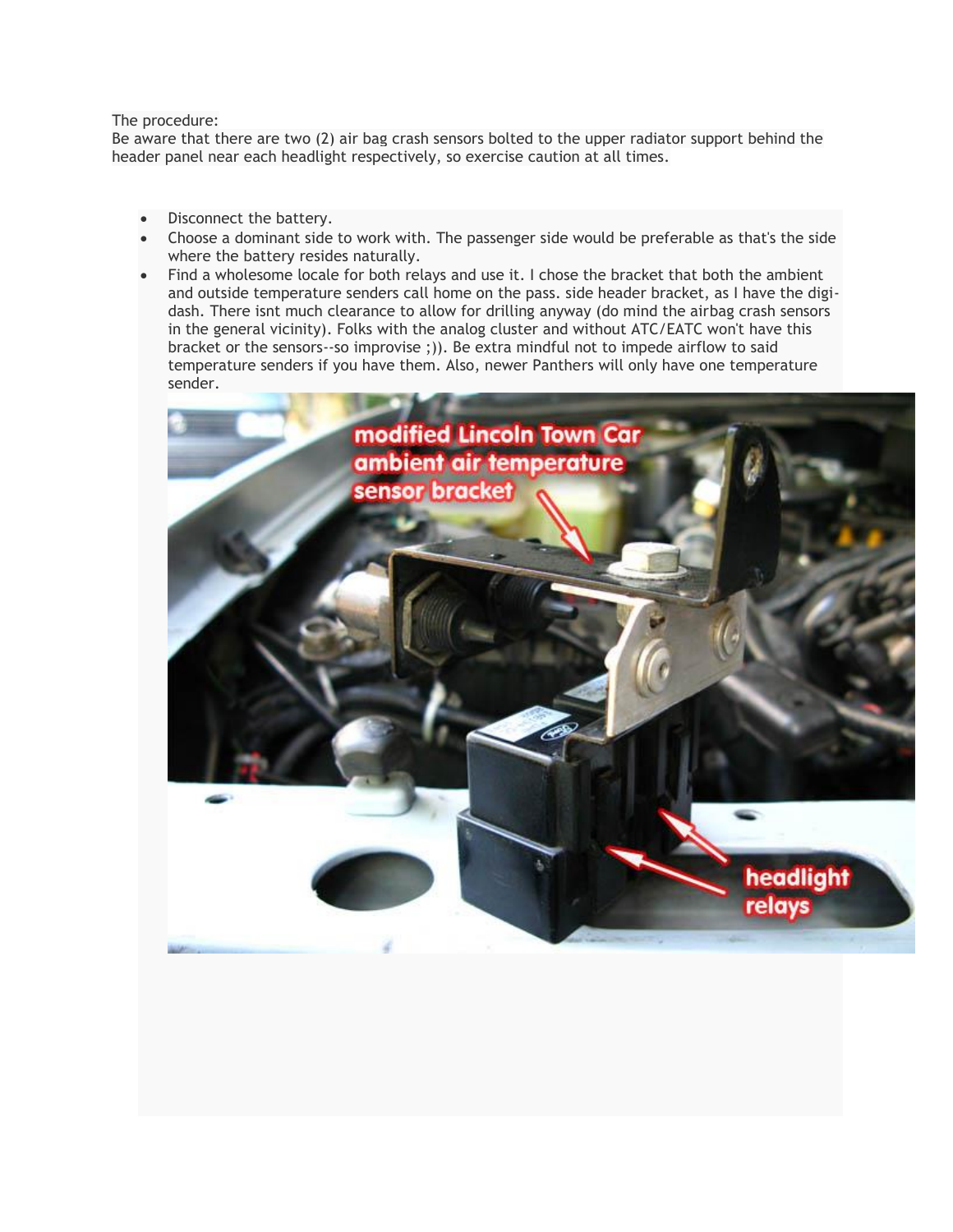The procedure:
Be aware that there are two (2) air bag crash sensors bolted to the upper radiator support behind the header panel near each headlight respectively, so exercise caution at all times.

- Disconnect the battery.
- Choose a dominant side to work with. The passenger side would be preferable as that's the side where the battery resides naturally.
- Find a wholesome locale for both relays and use it. I chose the bracket that both the ambient and outside temperature senders call home on the pass. side header bracket, as I have the digi-dash. There isnt much clearance to allow for drilling anyway (do mind the airbag crash sensors in the general vicinity). Folks with the analog cluster and without ATC/EATC won't have this bracket or the sensors--so improvise ;)). Be extra mindful not to impede airflow to said temperature senders if you have them. Also, newer Panthers will only have one temperature sender.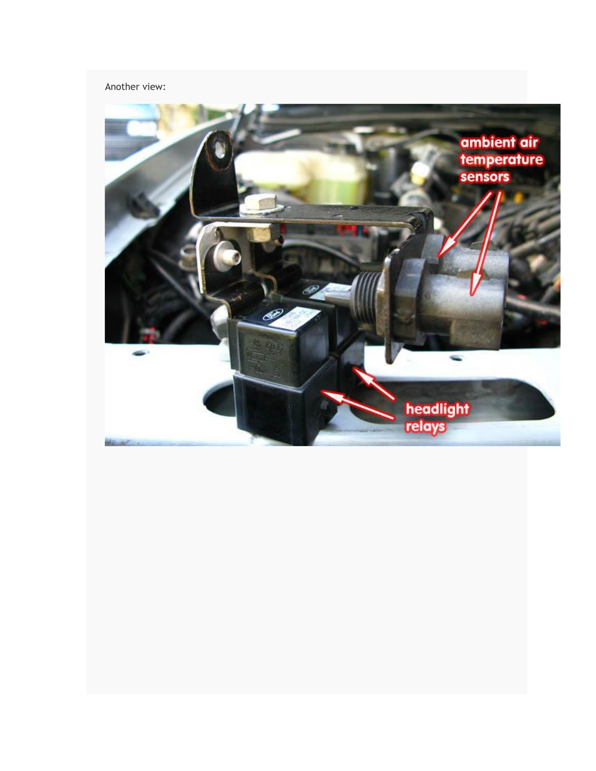Another view: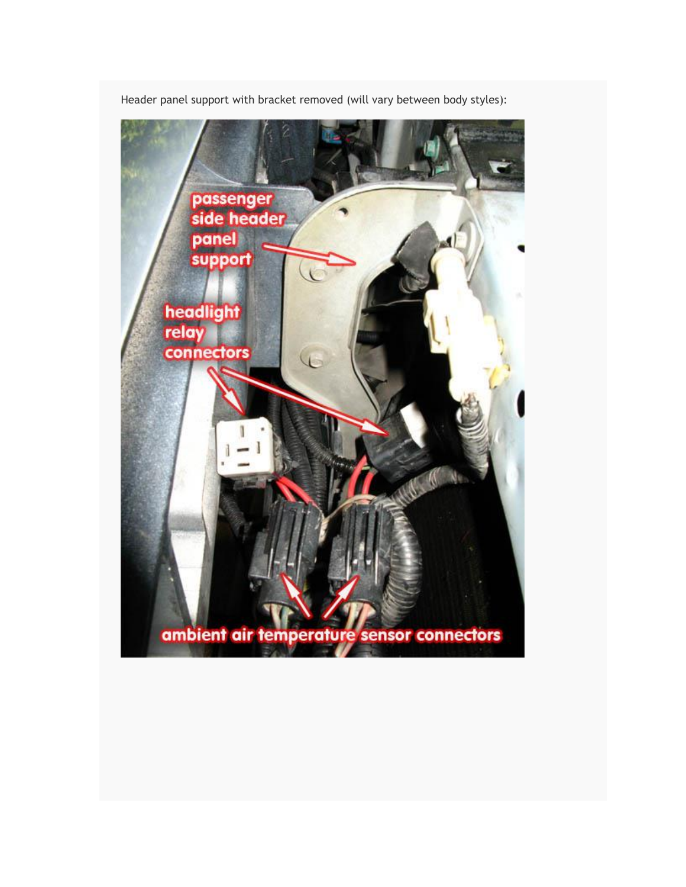Header panel support with bracket removed (will vary between body styles):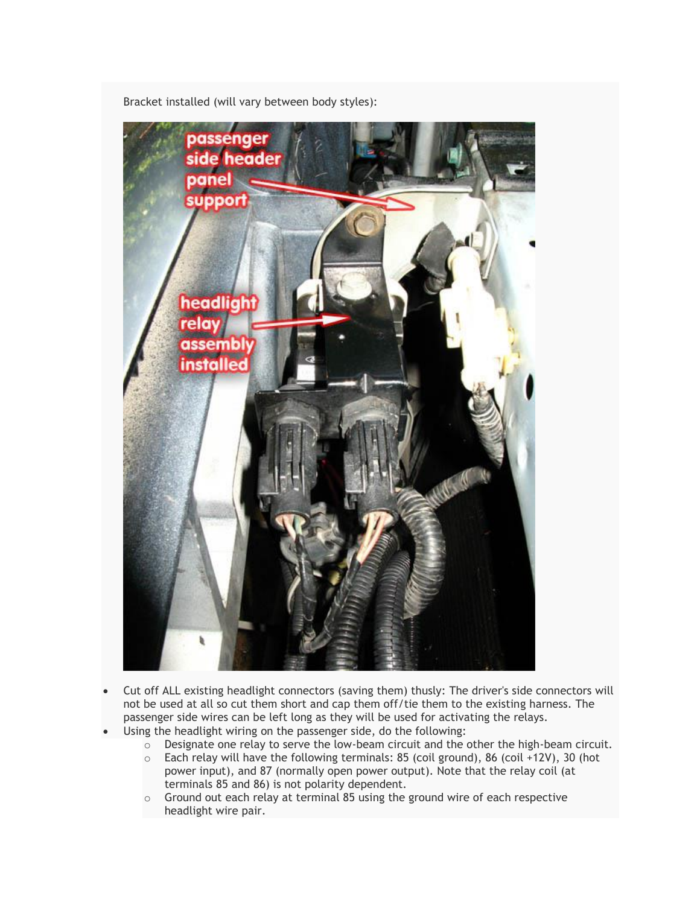Bracket installed (will vary between body styles):

- Cut off ALL existing headlight connectors (saving them) thusly: The driver's side connectors will not be used at all so cut them short and cap them off/tie them to the existing harness. The passenger side wires can be left long as they will be used for activating the relays.
- Using the headlight wiring on the passenger side, do the following:
  - Designate one relay to serve the low-beam circuit and the other the high-beam circuit.
  - Each relay will have the following terminals: 85 (coil ground), 86 (coil +12V), 30 (hot power input), and 87 (normally open power output). Note that the relay coil (at terminals 85 and 86) is not polarity dependent.
  - Ground out each relay at terminal 85 using the ground wire of each respective headlight wire pair.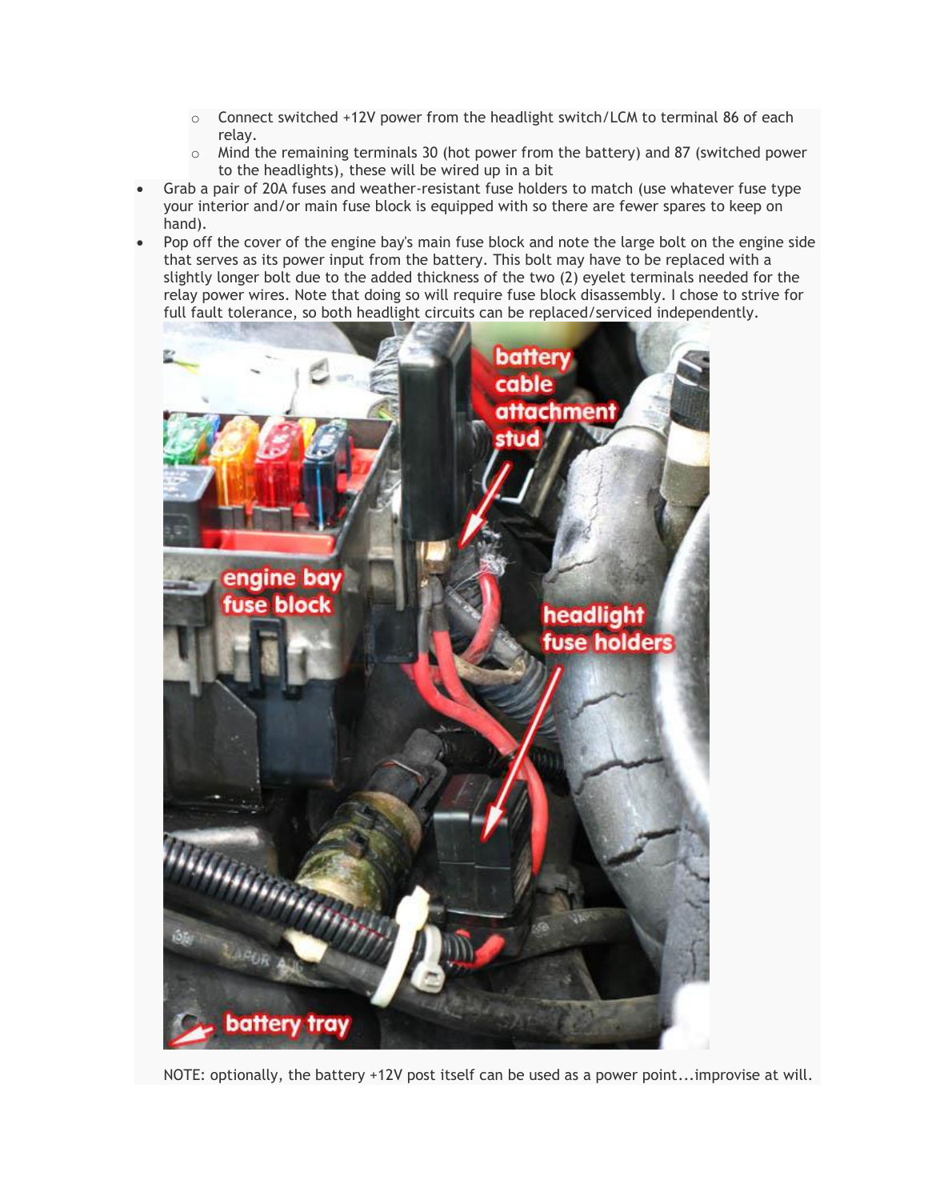- Connect switched +12V power from the headlight switch/LCM to terminal 86 of each relay.
  - Mind the remaining terminals 30 (hot power from the battery) and 87 (switched power to the headlights), these will be wired up in a bit
- Grab a pair of 20A fuses and weather-resistant fuse holders to match (use whatever fuse type your interior and/or main fuse block is equipped with so there are fewer spares to keep on hand).
- Pop off the cover of the engine bay's main fuse block and note the large bolt on the engine side that serves as its power input from the battery. This bolt may have to be replaced with a slightly longer bolt due to the added thickness of the two (2) eyelet terminals needed for the relay power wires. Note that doing so will require fuse block disassembly. I chose to strive for full fault tolerance, so both headlight circuits can be replaced/serviced independently.

NOTE: optionally, the battery +12V post itself can be used as a power point...improvise at will.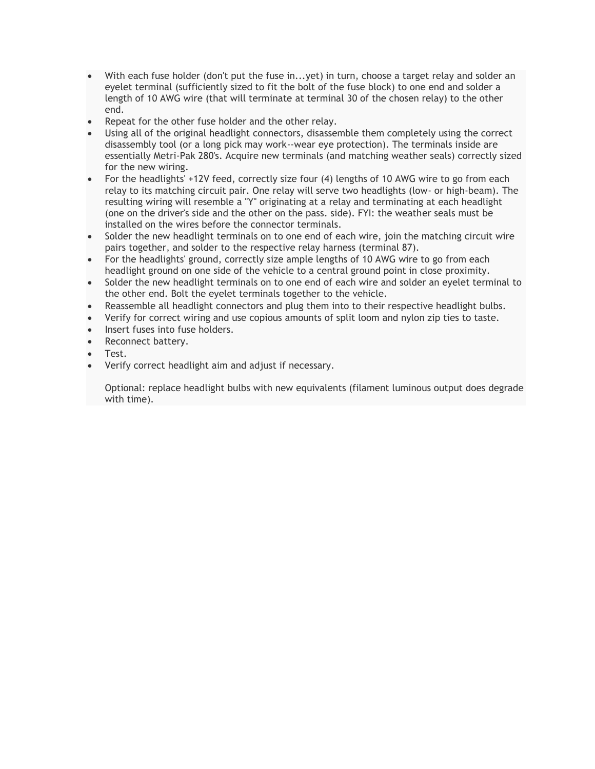- With each fuse holder (don't put the fuse in...yet) in turn, choose a target relay and solder an eyelet terminal (sufficiently sized to fit the bolt of the fuse block) to one end and solder a length of 10 AWG wire (that will terminate at terminal 30 of the chosen relay) to the other end.
- Repeat for the other fuse holder and the other relay.
- Using all of the original headlight connectors, disassemble them completely using the correct disassembly tool (or a long pick may work--wear eye protection). The terminals inside are essentially Metri-Pak 280's. Acquire new terminals (and matching weather seals) correctly sized for the new wiring.
- For the headlights' +12V feed, correctly size four (4) lengths of 10 AWG wire to go from each relay to its matching circuit pair. One relay will serve two headlights (low- or high-beam). The resulting wiring will resemble a "Y" originating at a relay and terminating at each headlight (one on the driver's side and the other on the pass. side). FYI: the weather seals must be installed on the wires before the connector terminals.
- Solder the new headlight terminals on to one end of each wire, join the matching circuit wire pairs together, and solder to the respective relay harness (terminal 87).
- For the headlights' ground, correctly size ample lengths of 10 AWG wire to go from each headlight ground on one side of the vehicle to a central ground point in close proximity.
- Solder the new headlight terminals on to one end of each wire and solder an eyelet terminal to the other end. Bolt the eyelet terminals together to the vehicle.
- Reassemble all headlight connectors and plug them into to their respective headlight bulbs.
- Verify for correct wiring and use copious amounts of split loom and nylon zip ties to taste.
- Insert fuses into fuse holders.
- Reconnect battery.
- Test.
- Verify correct headlight aim and adjust if necessary.

  Optional: replace headlight bulbs with new equivalents (filament luminous output does degrade with time).